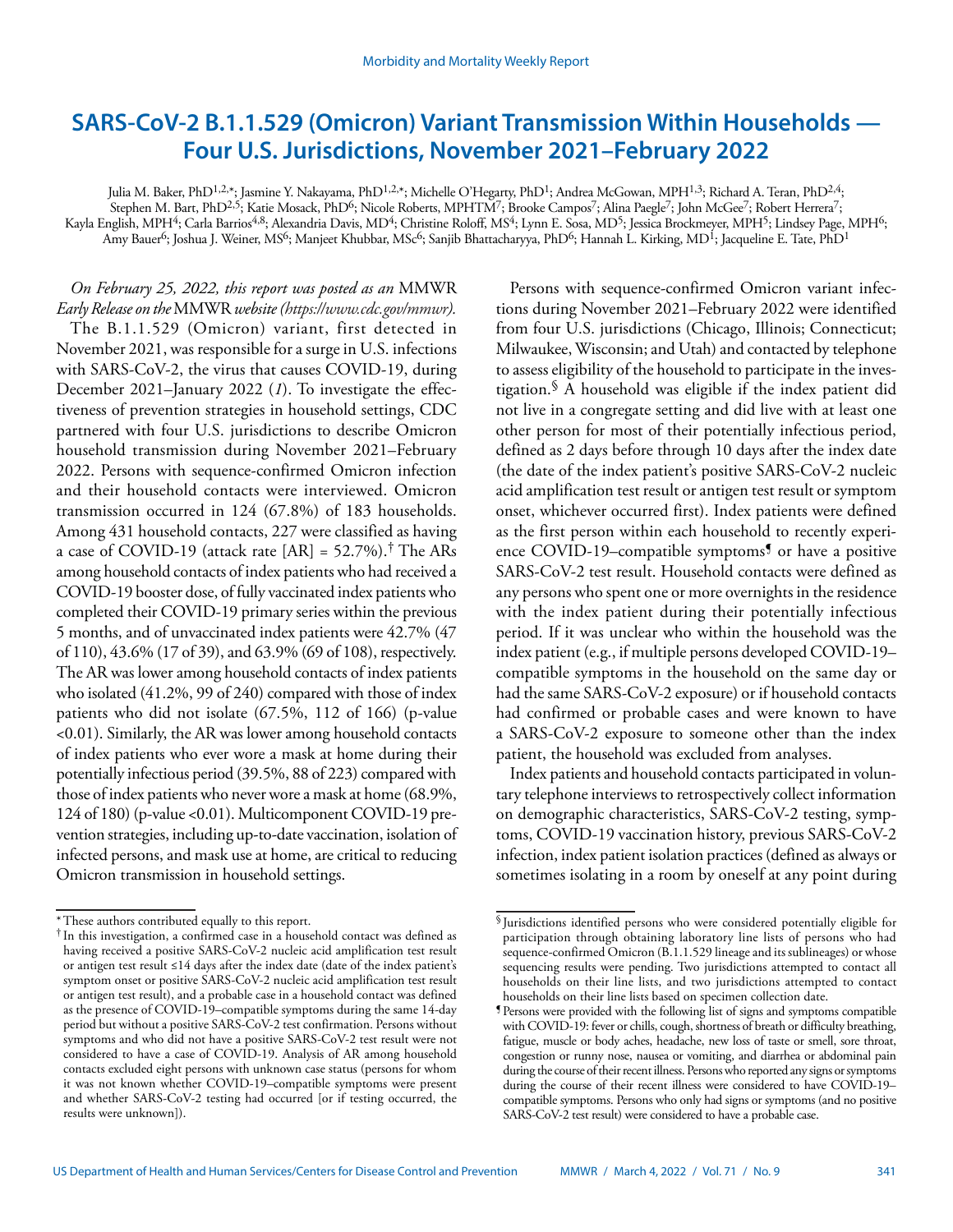# SARS-CoV-2 B.1.1.529 (Omicron) Variant Transmission Within Households — Four U.S. Jurisdictions, November 2021–February 2022

Julia M. Baker, PhD[1,2,*]; Jasmine Y. Nakayama, PhD[1,2,*]; Michelle O'Hegarty, PhD[1]; Andrea McGowan, MPH[1,3]; Richard A. Teran, PhD[2,4]; Stephen M. Bart, PhD[2,5]; Katie Mosack, PhD[6]; Nicole Roberts, MPHTM[7]; Brooke Campos[7]; Alina Paegle[7]; John McGee[7]; Robert Herrera[7]; Kayla English, MPH[4]; Carla Barrios[4,8]; Alexandria Davis, MD[4]; Christine Roloff, MS[4]; Lynn E. Sosa, MD[5]; Jessica Brockmeyer, MPH[5]; Lindsey Page, MPH[6]; Amy Bauer[6]; Joshua J. Weiner, MS[6]; Manjeet Khubbar, MSc[6]; Sanjib Bhattacharyya, PhD[6]; Hannah L. Kirking, MD[1]; Jacqueline E. Tate, PhD[1]

*On February 25, 2022, this report was posted as an* MMWR *Early Release on the* MMWR *website (https://www.cdc.gov/mmwr).*

The B.1.1.529 (Omicron) variant, first detected in November 2021, was responsible for a surge in U.S. infections with SARS-CoV-2, the virus that causes COVID-19, during December 2021–January 2022 (*1*). To investigate the effectiveness of prevention strategies in household settings, CDC partnered with four U.S. jurisdictions to describe Omicron household transmission during November 2021–February 2022. Persons with sequence-confirmed Omicron infection and their household contacts were interviewed. Omicron transmission occurred in 124 (67.8%) of 183 households. Among 431 household contacts, 227 were classified as having a case of COVID-19 (attack rate [AR] = 52.7%).[†] The ARs among household contacts of index patients who had received a COVID-19 booster dose, of fully vaccinated index patients who completed their COVID-19 primary series within the previous 5 months, and of unvaccinated index patients were 42.7% (47 of 110), 43.6% (17 of 39), and 63.9% (69 of 108), respectively. The AR was lower among household contacts of index patients who isolated (41.2%, 99 of 240) compared with those of index patients who did not isolate (67.5%, 112 of 166) (p-value <0.01). Similarly, the AR was lower among household contacts of index patients who ever wore a mask at home during their potentially infectious period (39.5%, 88 of 223) compared with those of index patients who never wore a mask at home (68.9%, 124 of 180) (p-value <0.01). Multicomponent COVID-19 prevention strategies, including up-to-date vaccination, isolation of infected persons, and mask use at home, are critical to reducing Omicron transmission in household settings.

Persons with sequence-confirmed Omicron variant infections during November 2021–February 2022 were identified from four U.S. jurisdictions (Chicago, Illinois; Connecticut; Milwaukee, Wisconsin; and Utah) and contacted by telephone to assess eligibility of the household to participate in the investigation.[§] A household was eligible if the index patient did not live in a congregate setting and did live with at least one other person for most of their potentially infectious period, defined as 2 days before through 10 days after the index date (the date of the index patient's positive SARS-CoV-2 nucleic acid amplification test result or antigen test result or symptom onset, whichever occurred first). Index patients were defined as the first person within each household to recently experience COVID-19–compatible symptoms[¶] or have a positive SARS-CoV-2 test result. Household contacts were defined as any persons who spent one or more overnights in the residence with the index patient during their potentially infectious period. If it was unclear who within the household was the index patient (e.g., if multiple persons developed COVID-19–compatible symptoms in the household on the same day or had the same SARS-CoV-2 exposure) or if household contacts had confirmed or probable cases and were known to have a SARS-CoV-2 exposure to someone other than the index patient, the household was excluded from analyses.

Index patients and household contacts participated in voluntary telephone interviews to retrospectively collect information on demographic characteristics, SARS-CoV-2 testing, symptoms, COVID-19 vaccination history, previous SARS-CoV-2 infection, index patient isolation practices (defined as always or sometimes isolating in a room by oneself at any point during

---

\* These authors contributed equally to this report.

† In this investigation, a confirmed case in a household contact was defined as having received a positive SARS-CoV-2 nucleic acid amplification test result or antigen test result ≤14 days after the index date (date of the index patient's symptom onset or positive SARS-CoV-2 nucleic acid amplification test result or antigen test result), and a probable case in a household contact was defined as the presence of COVID-19–compatible symptoms during the same 14-day period but without a positive SARS-CoV-2 test confirmation. Persons without symptoms and who did not have a positive SARS-CoV-2 test result were not considered to have a case of COVID-19. Analysis of AR among household contacts excluded eight persons with unknown case status (persons for whom it was not known whether COVID-19–compatible symptoms were present and whether SARS-CoV-2 testing had occurred [or if testing occurred, the results were unknown]).

§ Jurisdictions identified persons who were considered potentially eligible for participation through obtaining laboratory line lists of persons who had sequence-confirmed Omicron (B.1.1.529 lineage and its sublineages) or whose sequencing results were pending. Two jurisdictions attempted to contact all households on their line lists, and two jurisdictions attempted to contact households on their line lists based on specimen collection date.

¶ Persons were provided with the following list of signs and symptoms compatible with COVID-19: fever or chills, cough, shortness of breath or difficulty breathing, fatigue, muscle or body aches, headache, new loss of taste or smell, sore throat, congestion or runny nose, nausea or vomiting, and diarrhea or abdominal pain during the course of their recent illness. Persons who reported any signs or symptoms during the course of their recent illness were considered to have COVID-19–compatible symptoms. Persons who only had signs or symptoms (and no positive SARS-CoV-2 test result) were considered to have a probable case.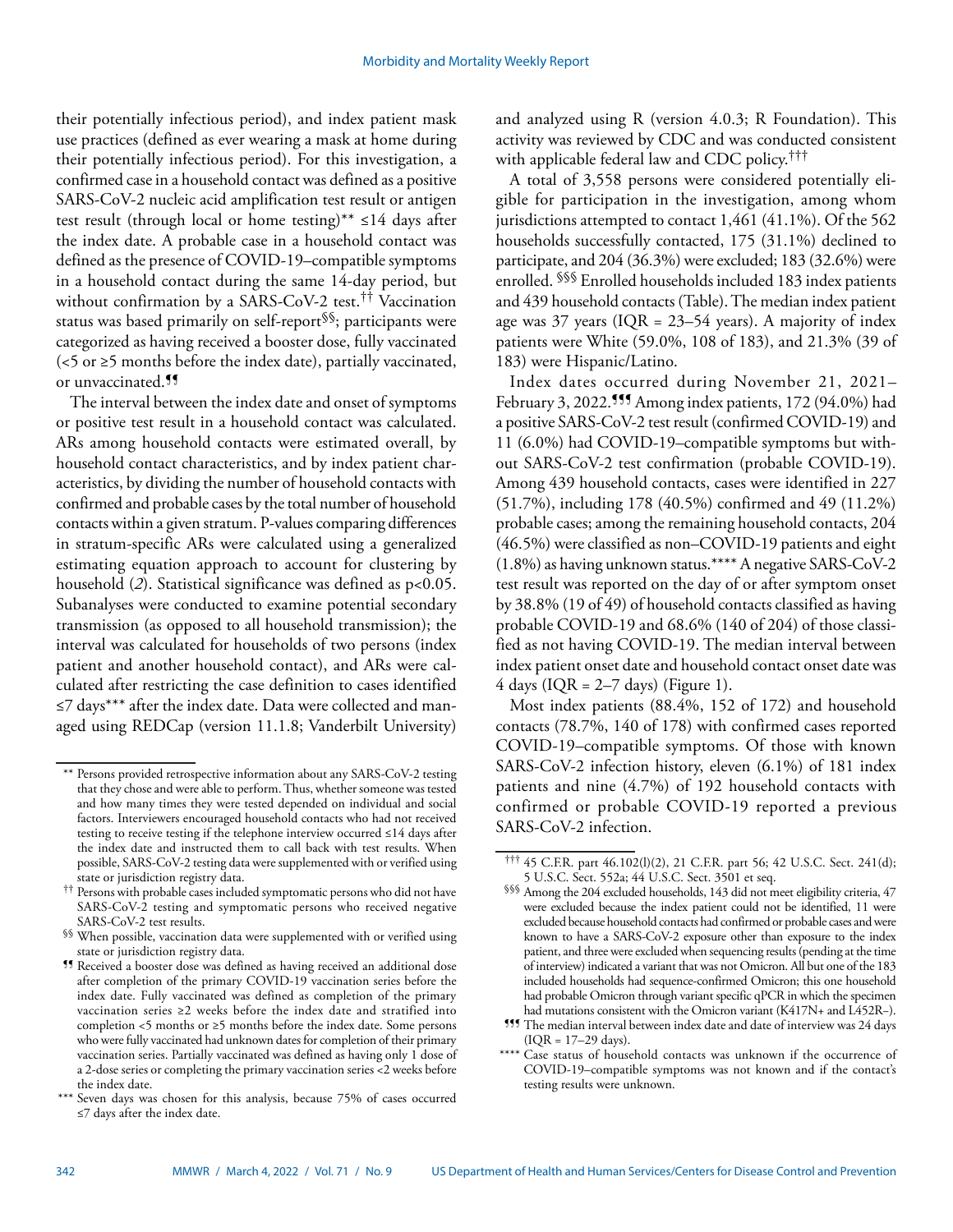their potentially infectious period), and index patient mask use practices (defined as ever wearing a mask at home during their potentially infectious period). For this investigation, a confirmed case in a household contact was defined as a positive SARS-CoV-2 nucleic acid amplification test result or antigen test result (through local or home testing)** ≤14 days after the index date. A probable case in a household contact was defined as the presence of COVID-19–compatible symptoms in a household contact during the same 14-day period, but without confirmation by a SARS-CoV-2 test.†† Vaccination status was based primarily on self-report§§; participants were categorized as having received a booster dose, fully vaccinated (<5 or ≥5 months before the index date), partially vaccinated, or unvaccinated.¶¶

The interval between the index date and onset of symptoms or positive test result in a household contact was calculated. ARs among household contacts were estimated overall, by household contact characteristics, and by index patient characteristics, by dividing the number of household contacts with confirmed and probable cases by the total number of household contacts within a given stratum. P-values comparing differences in stratum-specific ARs were calculated using a generalized estimating equation approach to account for clustering by household (*2*). Statistical significance was defined as $p<0.05$. Subanalyses were conducted to examine potential secondary transmission (as opposed to all household transmission); the interval was calculated for households of two persons (index patient and another household contact), and ARs were calculated after restricting the case definition to cases identified ≤7 days*** after the index date. Data were collected and managed using REDCap (version 11.1.8; Vanderbilt University) and analyzed using R (version 4.0.3; R Foundation). This activity was reviewed by CDC and was conducted consistent with applicable federal law and CDC policy.†††

A total of 3,558 persons were considered potentially eligible for participation in the investigation, among whom jurisdictions attempted to contact 1,461 (41.1%). Of the 562 households successfully contacted, 175 (31.1%) declined to participate, and 204 (36.3%) were excluded; 183 (32.6%) were enrolled.§§§ Enrolled households included 183 index patients and 439 household contacts (Table). The median index patient age was 37 years (IQR = 23–54 years). A majority of index patients were White (59.0%, 108 of 183), and 21.3% (39 of 183) were Hispanic/Latino.

Index dates occurred during November 21, 2021–February 3, 2022.¶¶¶ Among index patients, 172 (94.0%) had a positive SARS-CoV-2 test result (confirmed COVID-19) and 11 (6.0%) had COVID-19–compatible symptoms but without SARS-CoV-2 test confirmation (probable COVID-19). Among 439 household contacts, cases were identified in 227 (51.7%), including 178 (40.5%) confirmed and 49 (11.2%) probable cases; among the remaining household contacts, 204 (46.5%) were classified as non–COVID-19 patients and eight (1.8%) as having unknown status.**** A negative SARS-CoV-2 test result was reported on the day of or after symptom onset by 38.8% (19 of 49) of household contacts classified as having probable COVID-19 and 68.6% (140 of 204) of those classified as not having COVID-19. The median interval between index patient onset date and household contact onset date was 4 days (IQR = 2–7 days) (Figure 1).

Most index patients (88.4%, 152 of 172) and household contacts (78.7%, 140 of 178) with confirmed cases reported COVID-19–compatible symptoms. Of those with known SARS-CoV-2 infection history, eleven (6.1%) of 181 index patients and nine (4.7%) of 192 household contacts with confirmed or probable COVID-19 reported a previous SARS-CoV-2 infection.

---

** Persons provided retrospective information about any SARS-CoV-2 testing that they chose and were able to perform. Thus, whether someone was tested and how many times they were tested depended on individual and social factors. Interviewers encouraged household contacts who had not received testing to receive testing if the telephone interview occurred ≤14 days after the index date and instructed them to call back with test results. When possible, SARS-CoV-2 testing data were supplemented with or verified using state or jurisdiction registry data.

†† Persons with probable cases included symptomatic persons who did not have SARS-CoV-2 testing and symptomatic persons who received negative SARS-CoV-2 test results.

§§ When possible, vaccination data were supplemented with or verified using state or jurisdiction registry data.

¶¶ Received a booster dose was defined as having received an additional dose after completion of the primary COVID-19 vaccination series before the index date. Fully vaccinated was defined as completion of the primary vaccination series ≥2 weeks before the index date and stratified into completion <5 months or ≥5 months before the index date. Some persons who were fully vaccinated had unknown dates for completion of their primary vaccination series. Partially vaccinated was defined as having only 1 dose of a 2-dose series or completing the primary vaccination series <2 weeks before the index date.

*** Seven days was chosen for this analysis, because 75% of cases occurred ≤7 days after the index date.

††† 45 C.F.R. part 46.102(l)(2), 21 C.F.R. part 56; 42 U.S.C. Sect. 241(d); 5 U.S.C. Sect. 552a; 44 U.S.C. Sect. 3501 et seq.

§§§ Among the 204 excluded households, 143 did not meet eligibility criteria, 47 were excluded because the index patient could not be identified, 11 were excluded because household contacts had confirmed or probable cases and were known to have a SARS-CoV-2 exposure other than exposure to the index patient, and three were excluded when sequencing results (pending at the time of interview) indicated a variant that was not Omicron. All but one of the 183 included households had sequence-confirmed Omicron; this one household had probable Omicron through variant specific qPCR in which the specimen had mutations consistent with the Omicron variant (K417N+ and L452R–).

¶¶¶ The median interval between index date and date of interview was 24 days (IQR = 17–29 days).

**** Case status of household contacts was unknown if the occurrence of COVID-19–compatible symptoms was not known and if the contact's testing results were unknown.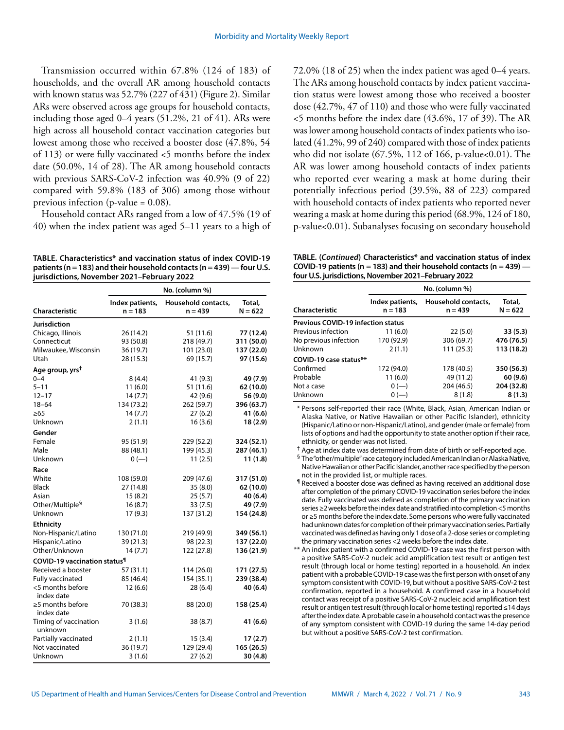Transmission occurred within 67.8% (124 of 183) of households, and the overall AR among household contacts with known status was 52.7% (227 of 431) (Figure 2). Similar ARs were observed across age groups for household contacts, including those aged 0–4 years (51.2%, 21 of 41). ARs were high across all household contact vaccination categories but lowest among those who received a booster dose (47.8%, 54 of 113) or were fully vaccinated <5 months before the index date (50.0%, 14 of 28). The AR among household contacts with previous SARS-CoV-2 infection was 40.9% (9 of 22) compared with 59.8% (183 of 306) among those without previous infection (p-value = 0.08).

Household contact ARs ranged from a low of 47.5% (19 of 40) when the index patient was aged 5–11 years to a high of 72.0% (18 of 25) when the index patient was aged 0–4 years. The ARs among household contacts by index patient vaccination status were lowest among those who received a booster dose (42.7%, 47 of 110) and those who were fully vaccinated <5 months before the index date (43.6%, 17 of 39). The AR was lower among household contacts of index patients who isolated (41.2%, 99 of 240) compared with those of index patients who did not isolate (67.5%, 112 of 166, p-value<0.01). The AR was lower among household contacts of index patients who reported ever wearing a mask at home during their potentially infectious period (39.5%, 88 of 223) compared with household contacts of index patients who reported never wearing a mask at home during this period (68.9%, 124 of 180, p-value<0.01). Subanalyses focusing on secondary household

**TABLE. Characteristics* and vaccination status of index COVID-19 patients (n = 183) and their household contacts (n = 439) — four U.S. jurisdictions, November 2021–February 2022**

| | No. (column %) | | |
|---|---|---|---|
| Characteristic | Index patients, n = 183 | Household contacts, n = 439 | Total, N = 622 |
| **Jurisdiction** | | | |
| Chicago, Illinois | 26 (14.2) | 51 (11.6) | **77 (12.4)** |
| Connecticut | 93 (50.8) | 218 (49.7) | **311 (50.0)** |
| Milwaukee, Wisconsin | 36 (19.7) | 101 (23.0) | **137 (22.0)** |
| Utah | 28 (15.3) | 69 (15.7) | **97 (15.6)** |
| **Age group, yrs†** | | | |
| 0–4 | 8 (4.4) | 41 (9.3) | **49 (7.9)** |
| 5–11 | 11 (6.0) | 51 (11.6) | **62 (10.0)** |
| 12–17 | 14 (7.7) | 42 (9.6) | **56 (9.0)** |
| 18–64 | 134 (73.2) | 262 (59.7) | **396 (63.7)** |
| ≥65 | 14 (7.7) | 27 (6.2) | **41 (6.6)** |
| Unknown | 2 (1.1) | 16 (3.6) | **18 (2.9)** |
| **Gender** | | | |
| Female | 95 (51.9) | 229 (52.2) | **324 (52.1)** |
| Male | 88 (48.1) | 199 (45.3) | **287 (46.1)** |
| Unknown | 0 (—) | 11 (2.5) | **11 (1.8)** |
| **Race** | | | |
| White | 108 (59.0) | 209 (47.6) | **317 (51.0)** |
| Black | 27 (14.8) | 35 (8.0) | **62 (10.0)** |
| Asian | 15 (8.2) | 25 (5.7) | **40 (6.4)** |
| Other/Multiple§ | 16 (8.7) | 33 (7.5) | **49 (7.9)** |
| Unknown | 17 (9.3) | 137 (31.2) | **154 (24.8)** |
| **Ethnicity** | | | |
| Non-Hispanic/Latino | 130 (71.0) | 219 (49.9) | **349 (56.1)** |
| Hispanic/Latino | 39 (21.3) | 98 (22.3) | **137 (22.0)** |
| Other/Unknown | 14 (7.7) | 122 (27.8) | **136 (21.9)** |
| **COVID-19 vaccination status¶** | | | |
| Received a booster | 57 (31.1) | 114 (26.0) | **171 (27.5)** |
| Fully vaccinated | 85 (46.4) | 154 (35.1) | **239 (38.4)** |
| <5 months before index date | 12 (6.6) | 28 (6.4) | **40 (6.4)** |
| ≥5 months before index date | 70 (38.3) | 88 (20.0) | **158 (25.4)** |
| Timing of vaccination unknown | 3 (1.6) | 38 (8.7) | **41 (6.6)** |
| Partially vaccinated | 2 (1.1) | 15 (3.4) | **17 (2.7)** |
| Not vaccinated | 36 (19.7) | 129 (29.4) | **165 (26.5)** |
| Unknown | 3 (1.6) | 27 (6.2) | **30 (4.8)** |
| **Previous COVID-19 infection status** | | | |
| Previous infection | 11 (6.0) | 22 (5.0) | **33 (5.3)** |
| No previous infection | 170 (92.9) | 306 (69.7) | **476 (76.5)** |
| Unknown | 2 (1.1) | 111 (25.3) | **113 (18.2)** |
| **COVID-19 case status**** | | | |
| Confirmed | 172 (94.0) | 178 (40.5) | **350 (56.3)** |
| Probable | 11 (6.0) | 49 (11.2) | **60 (9.6)** |
| Not a case | 0 (—) | 204 (46.5) | **204 (32.8)** |
| Unknown | 0 (—) | 8 (1.8) | **8 (1.3)** |

\* Persons self-reported their race (White, Black, Asian, American Indian or Alaska Native, or Native Hawaiian or other Pacific Islander), ethnicity (Hispanic/Latino or non-Hispanic/Latino), and gender (male or female) from lists of options and had the opportunity to state another option if their race, ethnicity, or gender was not listed.

† Age at index date was determined from date of birth or self-reported age.

§ The "other/multiple" race category included American Indian or Alaska Native, Native Hawaiian or other Pacific Islander, another race specified by the person not in the provided list, or multiple races.

¶ Received a booster dose was defined as having received an additional dose after completion of the primary COVID-19 vaccination series before the index date. Fully vaccinated was defined as completion of the primary vaccination series ≥2 weeks before the index date and stratified into completion <5 months or ≥5 months before the index date. Some persons who were fully vaccinated had unknown dates for completion of their primary vaccination series. Partially vaccinated was defined as having only 1 dose of a 2-dose series or completing the primary vaccination series <2 weeks before the index date.

** An index patient with a confirmed COVID-19 case was the first person with a positive SARS-CoV-2 nucleic acid amplification test result or antigen test result (through local or home testing) reported in a household. An index patient with a probable COVID-19 case was the first person with onset of any symptom consistent with COVID-19, but without a positive SARS-CoV-2 test confirmation, reported in a household. A confirmed case in a household contact was receipt of a positive SARS-CoV-2 nucleic acid amplification test result or antigen test result (through local or home testing) reported ≤14 days after the index date. A probable case in a household contact was the presence of any symptom consistent with COVID-19 during the same 14-day period but without a positive SARS-CoV-2 test confirmation.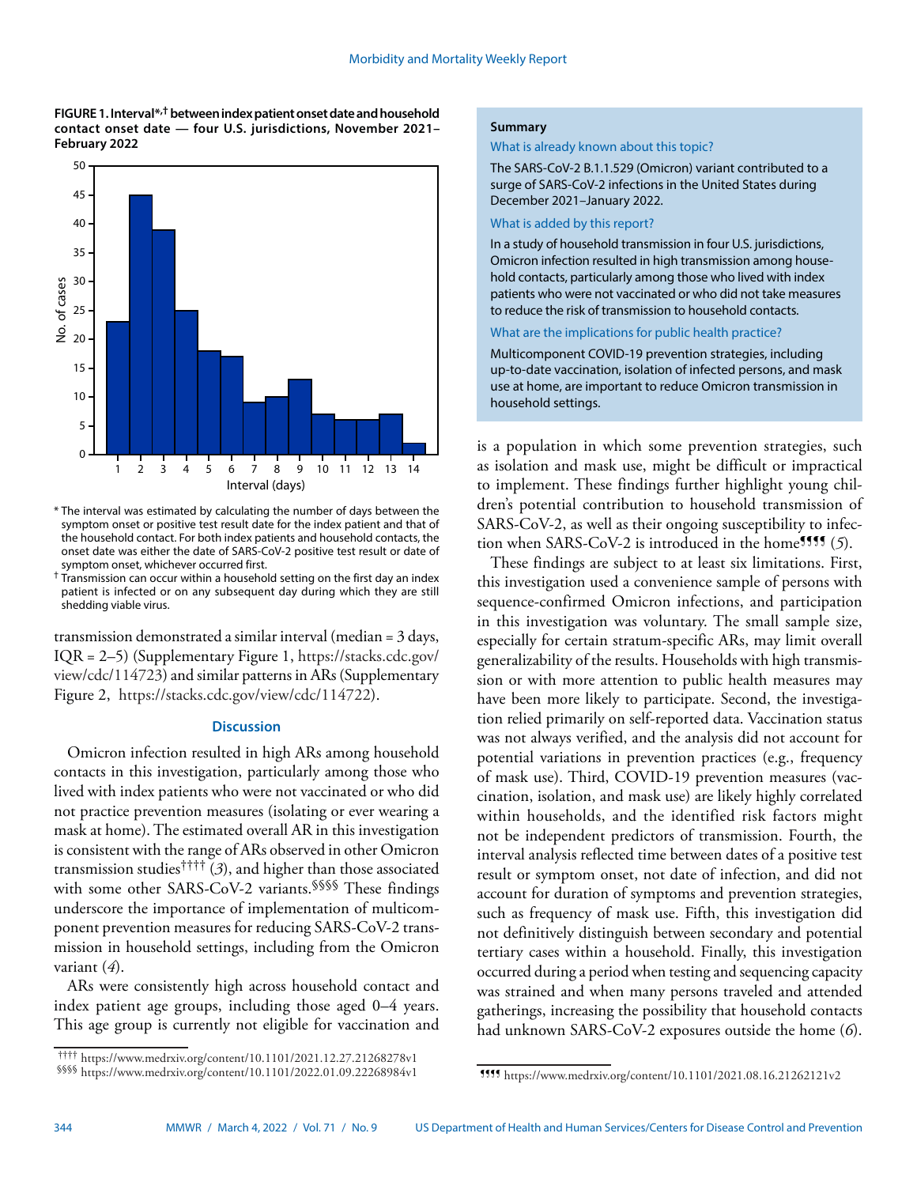**FIGURE 1. Interval*,† between index patient onset date and household contact onset date — four U.S. jurisdictions, November 2021–February 2022**

\* The interval was estimated by calculating the number of days between the symptom onset or positive test result date for the index patient and that of the household contact. For both index patients and household contacts, the onset date was either the date of SARS-CoV-2 positive test result or date of symptom onset, whichever occurred first.

† Transmission can occur within a household setting on the first day an index patient is infected or on any subsequent day during which they are still shedding viable virus.

transmission demonstrated a similar interval (median = 3 days, IQR = 2–5) (Supplementary Figure 1, https://stacks.cdc.gov/view/cdc/114723) and similar patterns in ARs (Supplementary Figure 2, https://stacks.cdc.gov/view/cdc/114722).

## Discussion

Omicron infection resulted in high ARs among household contacts in this investigation, particularly among those who lived with index patients who were not vaccinated or who did not practice prevention measures (isolating or ever wearing a mask at home). The estimated overall AR in this investigation is consistent with the range of ARs observed in other Omicron transmission studies†††† (*3*), and higher than those associated with some other SARS-CoV-2 variants.§§§§ These findings underscore the importance of implementation of multicomponent prevention measures for reducing SARS-CoV-2 transmission in household settings, including from the Omicron variant (*4*).

ARs were consistently high across household contact and index patient age groups, including those aged 0–4 years. This age group is currently not eligible for vaccination and is a population in which some prevention strategies, such as isolation and mask use, might be difficult or impractical to implement. These findings further highlight young children's potential contribution to household transmission of SARS-CoV-2, as well as their ongoing susceptibility to infection when SARS-CoV-2 is introduced in the home¶¶¶¶ (*5*).

These findings are subject to at least six limitations. First, this investigation used a convenience sample of persons with sequence-confirmed Omicron infections, and participation in this investigation was voluntary. The small sample size, especially for certain stratum-specific ARs, may limit overall generalizability of the results. Households with high transmission or with more attention to public health measures may have been more likely to participate. Second, the investigation relied primarily on self-reported data. Vaccination status was not always verified, and the analysis did not account for potential variations in prevention practices (e.g., frequency of mask use). Third, COVID-19 prevention measures (vaccination, isolation, and mask use) are likely highly correlated within households, and the identified risk factors might not be independent predictors of transmission. Fourth, the interval analysis reflected time between dates of a positive test result or symptom onset, not date of infection, and did not account for duration of symptoms and prevention strategies, such as frequency of mask use. Fifth, this investigation did not definitively distinguish between secondary and potential tertiary cases within a household. Finally, this investigation occurred during a period when testing and sequencing capacity was strained and when many persons traveled and attended gatherings, increasing the possibility that household contacts had unknown SARS-CoV-2 exposures outside the home (*6*).

**Summary**

What is already known about this topic?

The SARS-CoV-2 B.1.1.529 (Omicron) variant contributed to a surge of SARS-CoV-2 infections in the United States during December 2021–January 2022.

What is added by this report?

In a study of household transmission in four U.S. jurisdictions, Omicron infection resulted in high transmission among household contacts, particularly among those who lived with index patients who were not vaccinated or who did not take measures to reduce the risk of transmission to household contacts.

What are the implications for public health practice?

Multicomponent COVID-19 prevention strategies, including up-to-date vaccination, isolation of infected persons, and mask use at home, are important to reduce Omicron transmission in household settings.

†††† https://www.medrxiv.org/content/10.1101/2021.12.27.21268278v1

§§§§ https://www.medrxiv.org/content/10.1101/2022.01.09.22268984v1

¶¶¶¶ https://www.medrxiv.org/content/10.1101/2021.08.16.21262121v2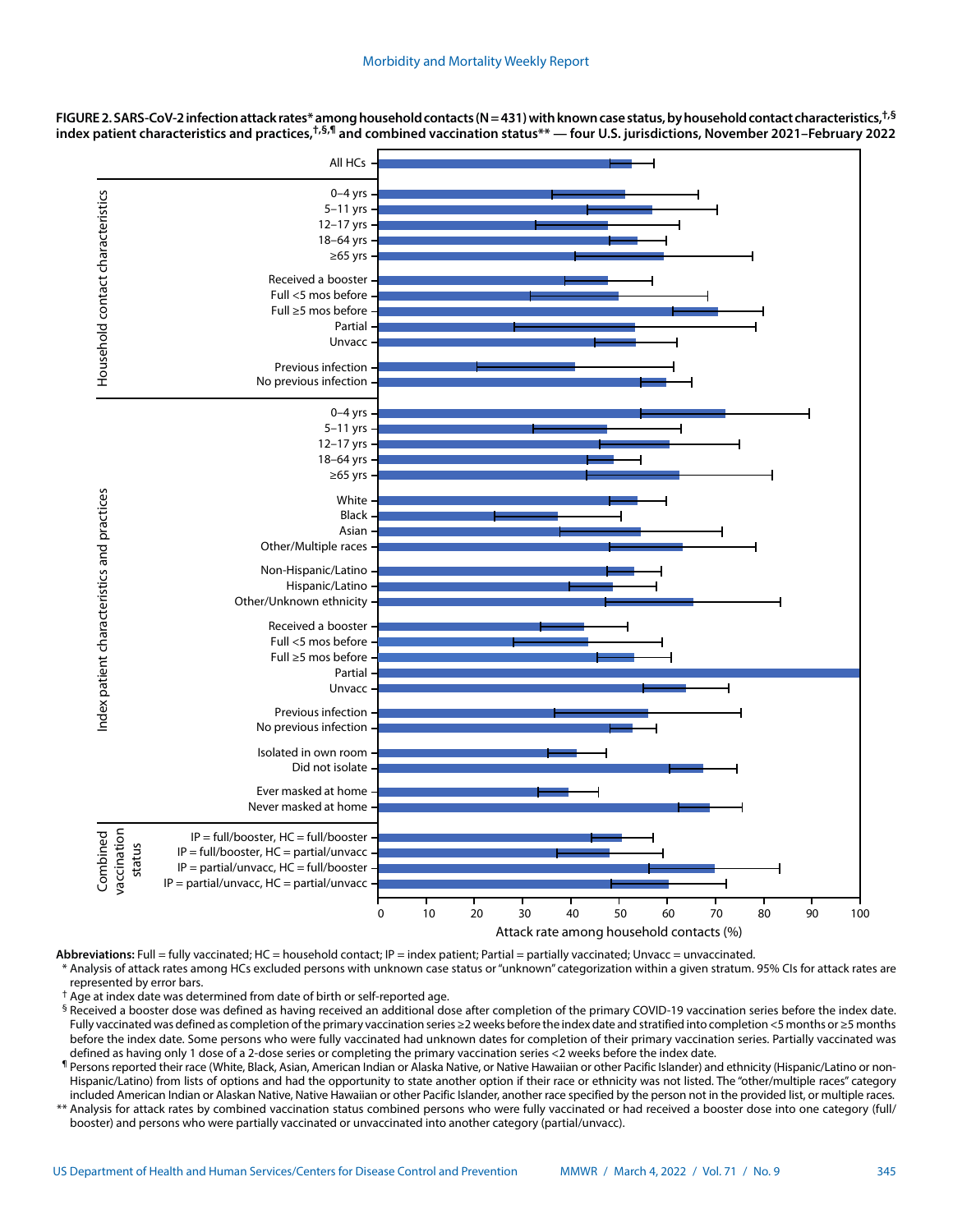**FIGURE 2. SARS-CoV-2 infection attack rates* among household contacts (N = 431) with known case status, by household contact characteristics,[†,§] index patient characteristics and practices,[†,§,¶] and combined vaccination status** — four U.S. jurisdictions, November 2021–February 2022**

**Abbreviations:** Full = fully vaccinated; HC = household contact; IP = index patient; Partial = partially vaccinated; Unvacc = unvaccinated.

\* Analysis of attack rates among HCs excluded persons with unknown case status or "unknown" categorization within a given stratum. 95% CIs for attack rates are represented by error bars.

† Age at index date was determined from date of birth or self-reported age.

§ Received a booster dose was defined as having received an additional dose after completion of the primary COVID-19 vaccination series before the index date. Fully vaccinated was defined as completion of the primary vaccination series ≥2 weeks before the index date and stratified into completion <5 months or ≥5 months before the index date. Some persons who were fully vaccinated had unknown dates for completion of their primary vaccination series. Partially vaccinated was defined as having only 1 dose of a 2-dose series or completing the primary vaccination series <2 weeks before the index date.

¶ Persons reported their race (White, Black, Asian, American Indian or Alaska Native, or Native Hawaiian or other Pacific Islander) and ethnicity (Hispanic/Latino or non-Hispanic/Latino) from lists of options and had the opportunity to state another option if their race or ethnicity was not listed. The "other/multiple races" category included American Indian or Alaskan Native, Native Hawaiian or other Pacific Islander, another race specified by the person not in the provided list, or multiple races.

\*\* Analysis for attack rates by combined vaccination status combined persons who were fully vaccinated or had received a booster dose into one category (full/booster) and persons who were partially vaccinated or unvaccinated into another category (partial/unvacc).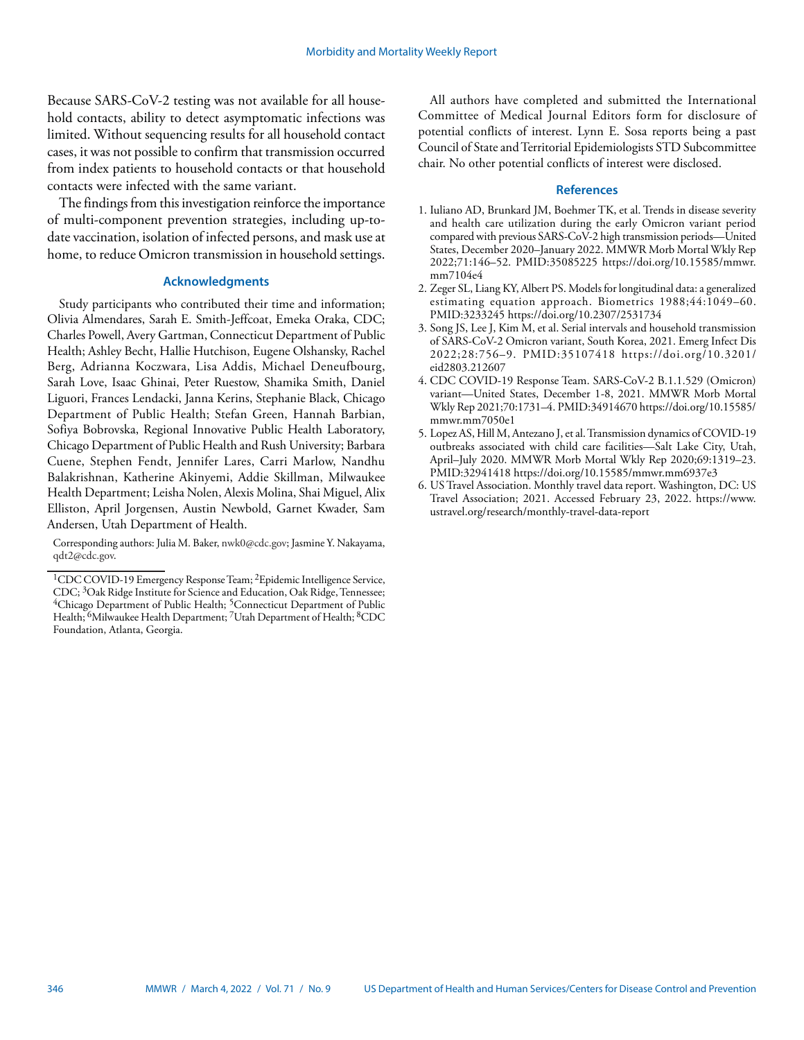Because SARS-CoV-2 testing was not available for all household contacts, ability to detect asymptomatic infections was limited. Without sequencing results for all household contact cases, it was not possible to confirm that transmission occurred from index patients to household contacts or that household contacts were infected with the same variant.

The findings from this investigation reinforce the importance of multi-component prevention strategies, including up-to-date vaccination, isolation of infected persons, and mask use at home, to reduce Omicron transmission in household settings.

### Acknowledgments

Study participants who contributed their time and information; Olivia Almendares, Sarah E. Smith-Jeffcoat, Emeka Oraka, CDC; Charles Powell, Avery Gartman, Connecticut Department of Public Health; Ashley Becht, Hallie Hutchison, Eugene Olshansky, Rachel Berg, Adrianna Koczwara, Lisa Addis, Michael Deneufbourg, Sarah Love, Isaac Ghinai, Peter Ruestow, Shamika Smith, Daniel Liguori, Frances Lendacki, Janna Kerins, Stephanie Black, Chicago Department of Public Health; Stefan Green, Hannah Barbian, Sofiya Bobrovska, Regional Innovative Public Health Laboratory, Chicago Department of Public Health and Rush University; Barbara Cuene, Stephen Fendt, Jennifer Lares, Carri Marlow, Nandhu Balakrishnan, Katherine Akinyemi, Addie Skillman, Milwaukee Health Department; Leisha Nolen, Alexis Molina, Shai Miguel, Alix Elliston, April Jorgensen, Austin Newbold, Garnet Kwader, Sam Andersen, Utah Department of Health.

Corresponding authors: Julia M. Baker, nwk0@cdc.gov; Jasmine Y. Nakayama, qdt2@cdc.gov.

[1]CDC COVID-19 Emergency Response Team; [2]Epidemic Intelligence Service, CDC; [3]Oak Ridge Institute for Science and Education, Oak Ridge, Tennessee; [4]Chicago Department of Public Health; [5]Connecticut Department of Public Health; [6]Milwaukee Health Department; [7]Utah Department of Health; [8]CDC Foundation, Atlanta, Georgia.

All authors have completed and submitted the International Committee of Medical Journal Editors form for disclosure of potential conflicts of interest. Lynn E. Sosa reports being a past Council of State and Territorial Epidemiologists STD Subcommittee chair. No other potential conflicts of interest were disclosed.

### References

1. Iuliano AD, Brunkard JM, Boehmer TK, et al. Trends in disease severity and health care utilization during the early Omicron variant period compared with previous SARS-CoV-2 high transmission periods—United States, December 2020–January 2022. MMWR Morb Mortal Wkly Rep 2022;71:146–52. PMID:35085225 https://doi.org/10.15585/mmwr.mm7104e4
2. Zeger SL, Liang KY, Albert PS. Models for longitudinal data: a generalized estimating equation approach. Biometrics 1988;44:1049–60. PMID:3233245 https://doi.org/10.2307/2531734
3. Song JS, Lee J, Kim M, et al. Serial intervals and household transmission of SARS-CoV-2 Omicron variant, South Korea, 2021. Emerg Infect Dis 2022;28:756–9. PMID:35107418 https://doi.org/10.3201/eid2803.212607
4. CDC COVID-19 Response Team. SARS-CoV-2 B.1.1.529 (Omicron) variant—United States, December 1-8, 2021. MMWR Morb Mortal Wkly Rep 2021;70:1731–4. PMID:34914670 https://doi.org/10.15585/mmwr.mm7050e1
5. Lopez AS, Hill M, Antezano J, et al. Transmission dynamics of COVID-19 outbreaks associated with child care facilities—Salt Lake City, Utah, April–July 2020. MMWR Morb Mortal Wkly Rep 2020;69:1319–23. PMID:32941418 https://doi.org/10.15585/mmwr.mm6937e3
6. US Travel Association. Monthly travel data report. Washington, DC: US Travel Association; 2021. Accessed February 23, 2022. https://www.ustravel.org/research/monthly-travel-data-report